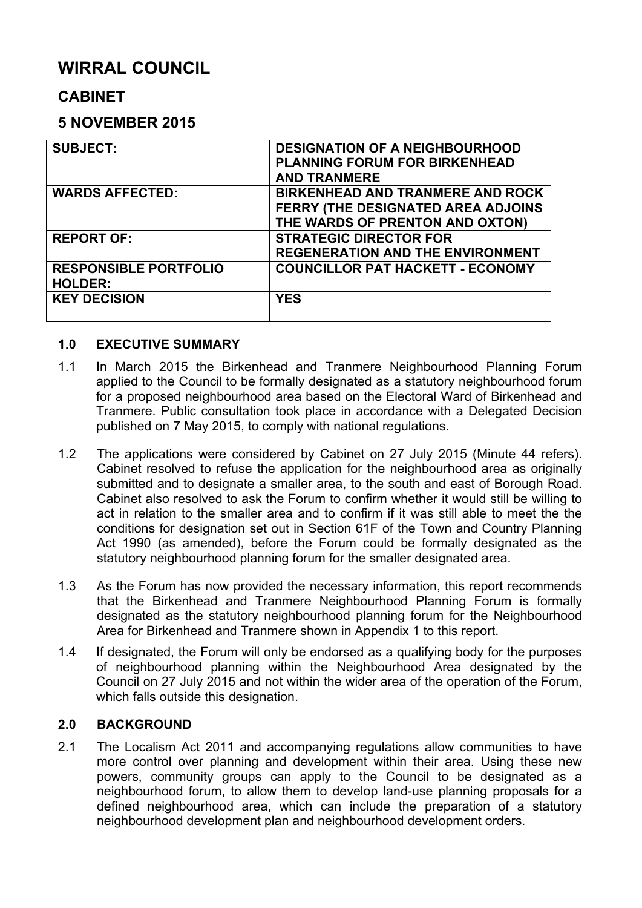# WIRRAL COUNCIL

## CABINET

## 5 NOVEMBER 2015

| | |
|---|---|
| **SUBJECT:** | **DESIGNATION OF A NEIGHBOURHOOD PLANNING FORUM FOR BIRKENHEAD AND TRANMERE** |
| **WARDS AFFECTED:** | **BIRKENHEAD AND TRANMERE AND ROCK FERRY (THE DESIGNATED AREA ADJOINS THE WARDS OF PRENTON AND OXTON)** |
| **REPORT OF:** | **STRATEGIC DIRECTOR FOR REGENERATION AND THE ENVIRONMENT** |
| **RESPONSIBLE PORTFOLIO HOLDER:** | **COUNCILLOR PAT HACKETT - ECONOMY** |
| **KEY DECISION** | **YES** |

### 1.0 EXECUTIVE SUMMARY

1.1 In March 2015 the Birkenhead and Tranmere Neighbourhood Planning Forum applied to the Council to be formally designated as a statutory neighbourhood forum for a proposed neighbourhood area based on the Electoral Ward of Birkenhead and Tranmere. Public consultation took place in accordance with a Delegated Decision published on 7 May 2015, to comply with national regulations.

1.2 The applications were considered by Cabinet on 27 July 2015 (Minute 44 refers). Cabinet resolved to refuse the application for the neighbourhood area as originally submitted and to designate a smaller area, to the south and east of Borough Road. Cabinet also resolved to ask the Forum to confirm whether it would still be willing to act in relation to the smaller area and to confirm if it was still able to meet the the conditions for designation set out in Section 61F of the Town and Country Planning Act 1990 (as amended), before the Forum could be formally designated as the statutory neighbourhood planning forum for the smaller designated area.

1.3 As the Forum has now provided the necessary information, this report recommends that the Birkenhead and Tranmere Neighbourhood Planning Forum is formally designated as the statutory neighbourhood planning forum for the Neighbourhood Area for Birkenhead and Tranmere shown in Appendix 1 to this report.

1.4 If designated, the Forum will only be endorsed as a qualifying body for the purposes of neighbourhood planning within the Neighbourhood Area designated by the Council on 27 July 2015 and not within the wider area of the operation of the Forum, which falls outside this designation.

### 2.0 BACKGROUND

2.1 The Localism Act 2011 and accompanying regulations allow communities to have more control over planning and development within their area. Using these new powers, community groups can apply to the Council to be designated as a neighbourhood forum, to allow them to develop land-use planning proposals for a defined neighbourhood area, which can include the preparation of a statutory neighbourhood development plan and neighbourhood development orders.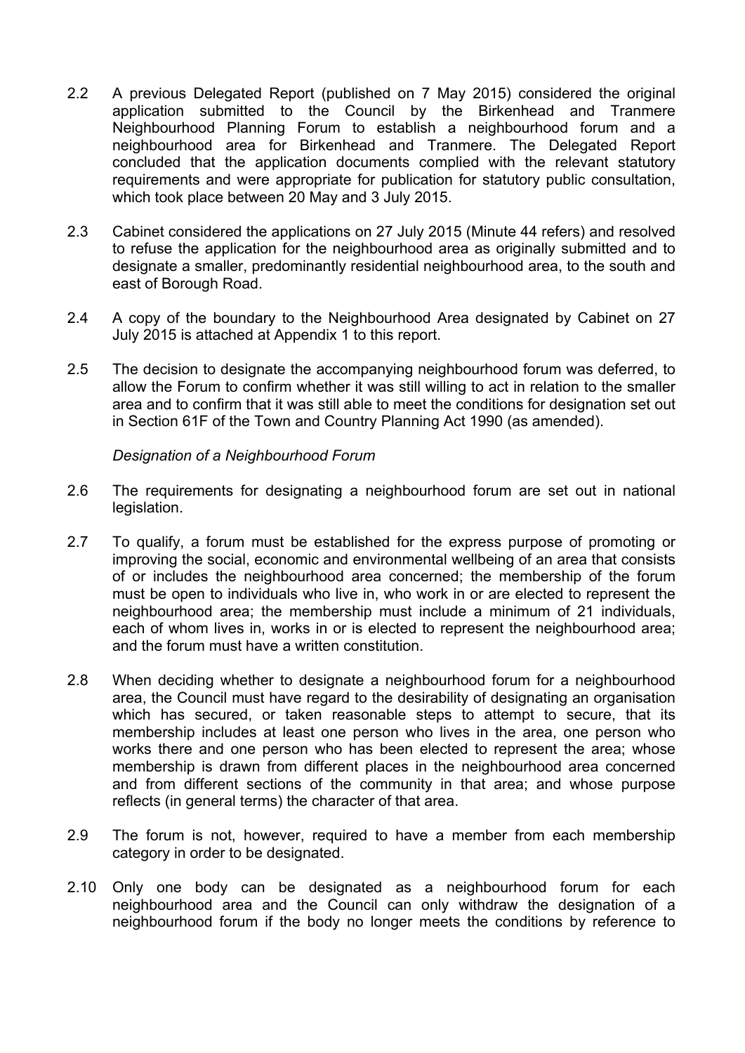2.2 A previous Delegated Report (published on 7 May 2015) considered the original application submitted to the Council by the Birkenhead and Tranmere Neighbourhood Planning Forum to establish a neighbourhood forum and a neighbourhood area for Birkenhead and Tranmere. The Delegated Report concluded that the application documents complied with the relevant statutory requirements and were appropriate for publication for statutory public consultation, which took place between 20 May and 3 July 2015.

2.3 Cabinet considered the applications on 27 July 2015 (Minute 44 refers) and resolved to refuse the application for the neighbourhood area as originally submitted and to designate a smaller, predominantly residential neighbourhood area, to the south and east of Borough Road.

2.4 A copy of the boundary to the Neighbourhood Area designated by Cabinet on 27 July 2015 is attached at Appendix 1 to this report.

2.5 The decision to designate the accompanying neighbourhood forum was deferred, to allow the Forum to confirm whether it was still willing to act in relation to the smaller area and to confirm that it was still able to meet the conditions for designation set out in Section 61F of the Town and Country Planning Act 1990 (as amended).

*Designation of a Neighbourhood Forum*

2.6 The requirements for designating a neighbourhood forum are set out in national legislation.

2.7 To qualify, a forum must be established for the express purpose of promoting or improving the social, economic and environmental wellbeing of an area that consists of or includes the neighbourhood area concerned; the membership of the forum must be open to individuals who live in, who work in or are elected to represent the neighbourhood area; the membership must include a minimum of 21 individuals, each of whom lives in, works in or is elected to represent the neighbourhood area; and the forum must have a written constitution.

2.8 When deciding whether to designate a neighbourhood forum for a neighbourhood area, the Council must have regard to the desirability of designating an organisation which has secured, or taken reasonable steps to attempt to secure, that its membership includes at least one person who lives in the area, one person who works there and one person who has been elected to represent the area; whose membership is drawn from different places in the neighbourhood area concerned and from different sections of the community in that area; and whose purpose reflects (in general terms) the character of that area.

2.9 The forum is not, however, required to have a member from each membership category in order to be designated.

2.10 Only one body can be designated as a neighbourhood forum for each neighbourhood area and the Council can only withdraw the designation of a neighbourhood forum if the body no longer meets the conditions by reference to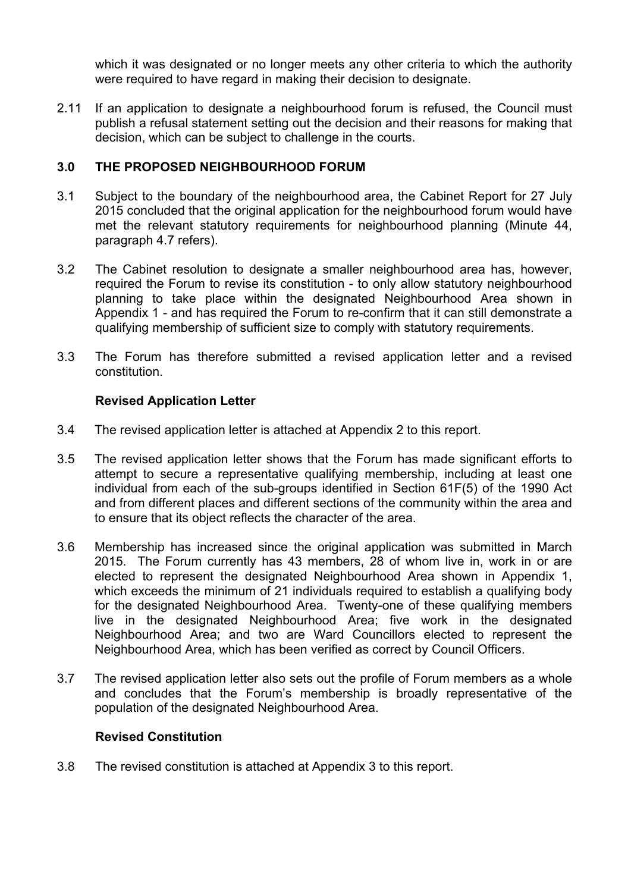which it was designated or no longer meets any other criteria to which the authority were required to have regard in making their decision to designate.

2.11 If an application to designate a neighbourhood forum is refused, the Council must publish a refusal statement setting out the decision and their reasons for making that decision, which can be subject to challenge in the courts.

## 3.0 THE PROPOSED NEIGHBOURHOOD FORUM

3.1 Subject to the boundary of the neighbourhood area, the Cabinet Report for 27 July 2015 concluded that the original application for the neighbourhood forum would have met the relevant statutory requirements for neighbourhood planning (Minute 44, paragraph 4.7 refers).

3.2 The Cabinet resolution to designate a smaller neighbourhood area has, however, required the Forum to revise its constitution - to only allow statutory neighbourhood planning to take place within the designated Neighbourhood Area shown in Appendix 1 - and has required the Forum to re-confirm that it can still demonstrate a qualifying membership of sufficient size to comply with statutory requirements.

3.3 The Forum has therefore submitted a revised application letter and a revised constitution.

### Revised Application Letter

3.4 The revised application letter is attached at Appendix 2 to this report.

3.5 The revised application letter shows that the Forum has made significant efforts to attempt to secure a representative qualifying membership, including at least one individual from each of the sub-groups identified in Section 61F(5) of the 1990 Act and from different places and different sections of the community within the area and to ensure that its object reflects the character of the area.

3.6 Membership has increased since the original application was submitted in March 2015. The Forum currently has 43 members, 28 of whom live in, work in or are elected to represent the designated Neighbourhood Area shown in Appendix 1, which exceeds the minimum of 21 individuals required to establish a qualifying body for the designated Neighbourhood Area. Twenty-one of these qualifying members live in the designated Neighbourhood Area; five work in the designated Neighbourhood Area; and two are Ward Councillors elected to represent the Neighbourhood Area, which has been verified as correct by Council Officers.

3.7 The revised application letter also sets out the profile of Forum members as a whole and concludes that the Forum's membership is broadly representative of the population of the designated Neighbourhood Area.

### Revised Constitution

3.8 The revised constitution is attached at Appendix 3 to this report.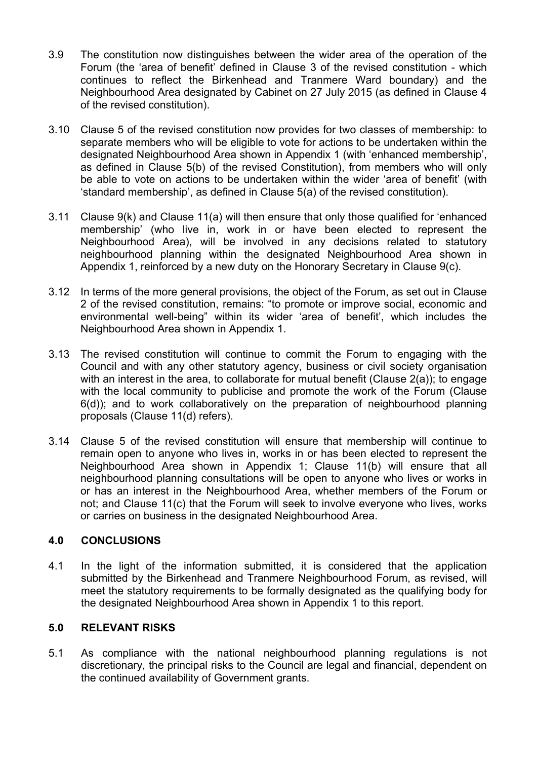3.9 The constitution now distinguishes between the wider area of the operation of the Forum (the 'area of benefit' defined in Clause 3 of the revised constitution - which continues to reflect the Birkenhead and Tranmere Ward boundary) and the Neighbourhood Area designated by Cabinet on 27 July 2015 (as defined in Clause 4 of the revised constitution).

3.10 Clause 5 of the revised constitution now provides for two classes of membership: to separate members who will be eligible to vote for actions to be undertaken within the designated Neighbourhood Area shown in Appendix 1 (with 'enhanced membership', as defined in Clause 5(b) of the revised Constitution), from members who will only be able to vote on actions to be undertaken within the wider 'area of benefit' (with 'standard membership', as defined in Clause 5(a) of the revised constitution).

3.11 Clause 9(k) and Clause 11(a) will then ensure that only those qualified for 'enhanced membership' (who live in, work in or have been elected to represent the Neighbourhood Area), will be involved in any decisions related to statutory neighbourhood planning within the designated Neighbourhood Area shown in Appendix 1, reinforced by a new duty on the Honorary Secretary in Clause 9(c).

3.12 In terms of the more general provisions, the object of the Forum, as set out in Clause 2 of the revised constitution, remains: "to promote or improve social, economic and environmental well-being" within its wider 'area of benefit', which includes the Neighbourhood Area shown in Appendix 1.

3.13 The revised constitution will continue to commit the Forum to engaging with the Council and with any other statutory agency, business or civil society organisation with an interest in the area, to collaborate for mutual benefit (Clause 2(a)); to engage with the local community to publicise and promote the work of the Forum (Clause 6(d)); and to work collaboratively on the preparation of neighbourhood planning proposals (Clause 11(d) refers).

3.14 Clause 5 of the revised constitution will ensure that membership will continue to remain open to anyone who lives in, works in or has been elected to represent the Neighbourhood Area shown in Appendix 1; Clause 11(b) will ensure that all neighbourhood planning consultations will be open to anyone who lives or works in or has an interest in the Neighbourhood Area, whether members of the Forum or not; and Clause 11(c) that the Forum will seek to involve everyone who lives, works or carries on business in the designated Neighbourhood Area.

## 4.0 CONCLUSIONS

4.1 In the light of the information submitted, it is considered that the application submitted by the Birkenhead and Tranmere Neighbourhood Forum, as revised, will meet the statutory requirements to be formally designated as the qualifying body for the designated Neighbourhood Area shown in Appendix 1 to this report.

## 5.0 RELEVANT RISKS

5.1 As compliance with the national neighbourhood planning regulations is not discretionary, the principal risks to the Council are legal and financial, dependent on the continued availability of Government grants.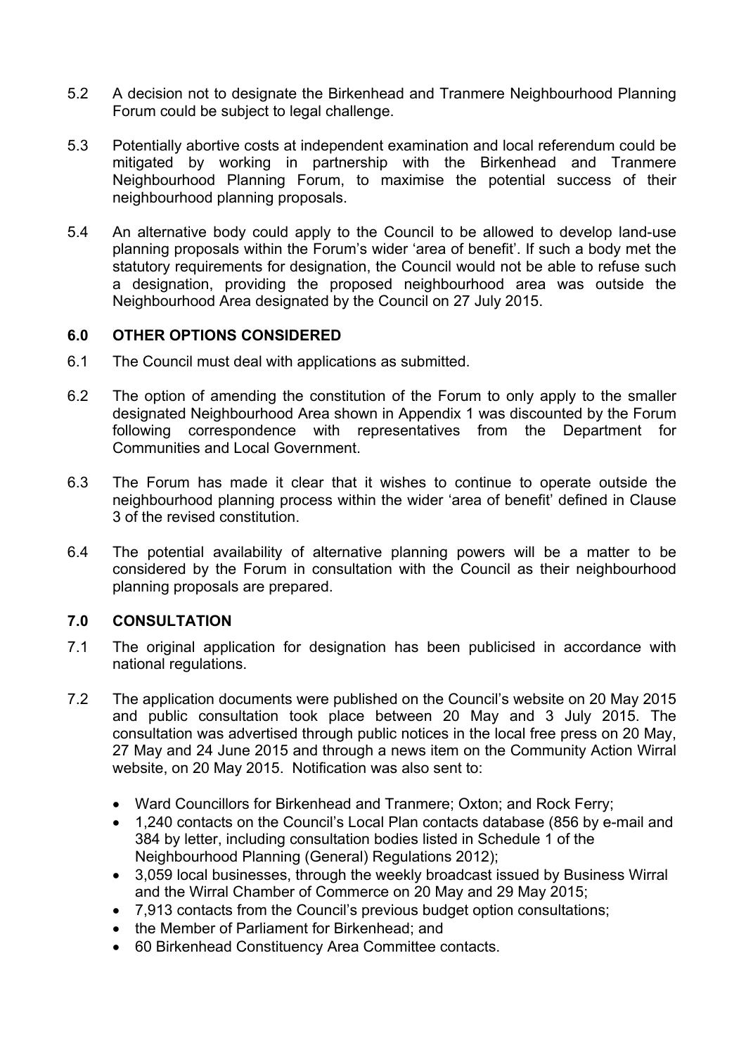5.2 A decision not to designate the Birkenhead and Tranmere Neighbourhood Planning Forum could be subject to legal challenge.

5.3 Potentially abortive costs at independent examination and local referendum could be mitigated by working in partnership with the Birkenhead and Tranmere Neighbourhood Planning Forum, to maximise the potential success of their neighbourhood planning proposals.

5.4 An alternative body could apply to the Council to be allowed to develop land-use planning proposals within the Forum's wider 'area of benefit'. If such a body met the statutory requirements for designation, the Council would not be able to refuse such a designation, providing the proposed neighbourhood area was outside the Neighbourhood Area designated by the Council on 27 July 2015.

## 6.0 OTHER OPTIONS CONSIDERED

6.1 The Council must deal with applications as submitted.

6.2 The option of amending the constitution of the Forum to only apply to the smaller designated Neighbourhood Area shown in Appendix 1 was discounted by the Forum following correspondence with representatives from the Department for Communities and Local Government.

6.3 The Forum has made it clear that it wishes to continue to operate outside the neighbourhood planning process within the wider 'area of benefit' defined in Clause 3 of the revised constitution.

6.4 The potential availability of alternative planning powers will be a matter to be considered by the Forum in consultation with the Council as their neighbourhood planning proposals are prepared.

## 7.0 CONSULTATION

7.1 The original application for designation has been publicised in accordance with national regulations.

7.2 The application documents were published on the Council's website on 20 May 2015 and public consultation took place between 20 May and 3 July 2015. The consultation was advertised through public notices in the local free press on 20 May, 27 May and 24 June 2015 and through a news item on the Community Action Wirral website, on 20 May 2015. Notification was also sent to:

- Ward Councillors for Birkenhead and Tranmere; Oxton; and Rock Ferry;
- 1,240 contacts on the Council's Local Plan contacts database (856 by e-mail and 384 by letter, including consultation bodies listed in Schedule 1 of the Neighbourhood Planning (General) Regulations 2012);
- 3,059 local businesses, through the weekly broadcast issued by Business Wirral and the Wirral Chamber of Commerce on 20 May and 29 May 2015;
- 7,913 contacts from the Council's previous budget option consultations;
- the Member of Parliament for Birkenhead; and
- 60 Birkenhead Constituency Area Committee contacts.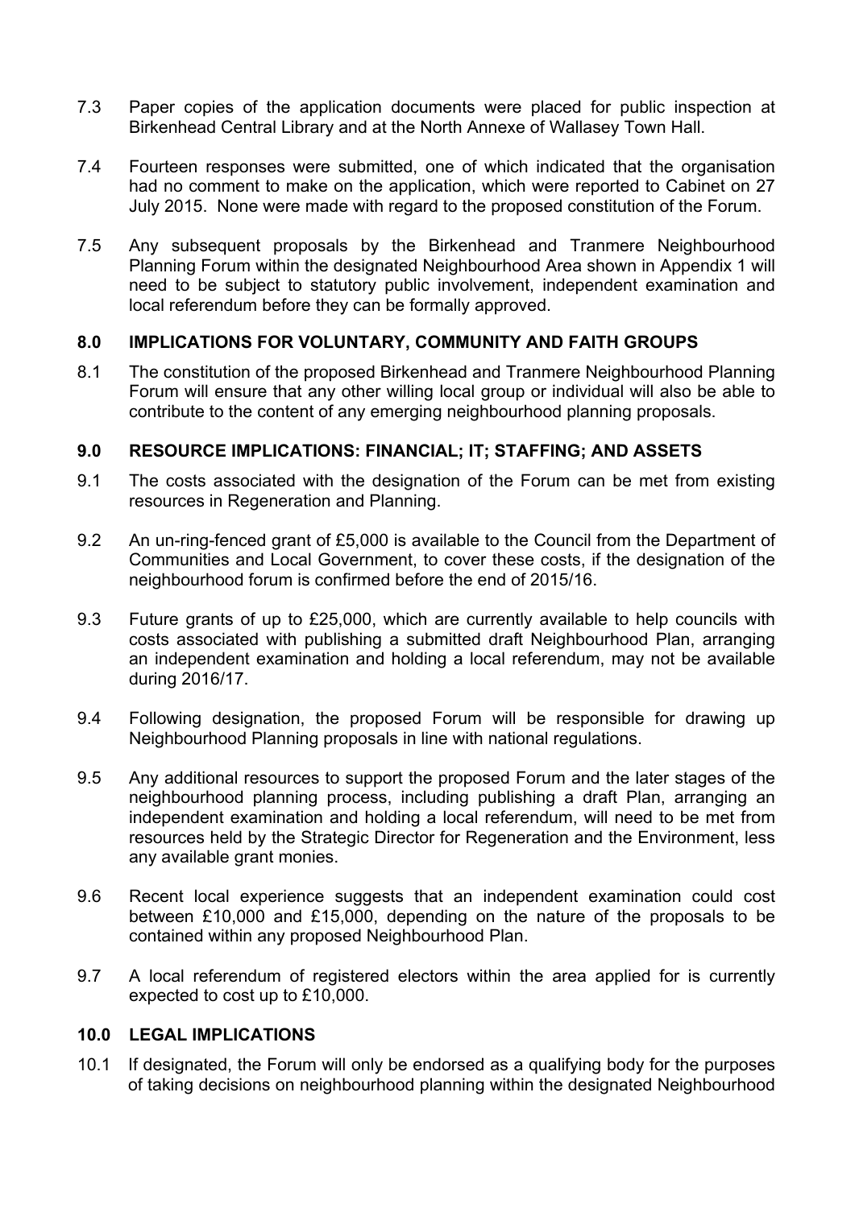7.3 Paper copies of the application documents were placed for public inspection at Birkenhead Central Library and at the North Annexe of Wallasey Town Hall.

7.4 Fourteen responses were submitted, one of which indicated that the organisation had no comment to make on the application, which were reported to Cabinet on 27 July 2015. None were made with regard to the proposed constitution of the Forum.

7.5 Any subsequent proposals by the Birkenhead and Tranmere Neighbourhood Planning Forum within the designated Neighbourhood Area shown in Appendix 1 will need to be subject to statutory public involvement, independent examination and local referendum before they can be formally approved.

## 8.0 IMPLICATIONS FOR VOLUNTARY, COMMUNITY AND FAITH GROUPS

8.1 The constitution of the proposed Birkenhead and Tranmere Neighbourhood Planning Forum will ensure that any other willing local group or individual will also be able to contribute to the content of any emerging neighbourhood planning proposals.

## 9.0 RESOURCE IMPLICATIONS: FINANCIAL; IT; STAFFING; AND ASSETS

9.1 The costs associated with the designation of the Forum can be met from existing resources in Regeneration and Planning.

9.2 An un-ring-fenced grant of £5,000 is available to the Council from the Department of Communities and Local Government, to cover these costs, if the designation of the neighbourhood forum is confirmed before the end of 2015/16.

9.3 Future grants of up to £25,000, which are currently available to help councils with costs associated with publishing a submitted draft Neighbourhood Plan, arranging an independent examination and holding a local referendum, may not be available during 2016/17.

9.4 Following designation, the proposed Forum will be responsible for drawing up Neighbourhood Planning proposals in line with national regulations.

9.5 Any additional resources to support the proposed Forum and the later stages of the neighbourhood planning process, including publishing a draft Plan, arranging an independent examination and holding a local referendum, will need to be met from resources held by the Strategic Director for Regeneration and the Environment, less any available grant monies.

9.6 Recent local experience suggests that an independent examination could cost between £10,000 and £15,000, depending on the nature of the proposals to be contained within any proposed Neighbourhood Plan.

9.7 A local referendum of registered electors within the area applied for is currently expected to cost up to £10,000.

## 10.0 LEGAL IMPLICATIONS

10.1 If designated, the Forum will only be endorsed as a qualifying body for the purposes of taking decisions on neighbourhood planning within the designated Neighbourhood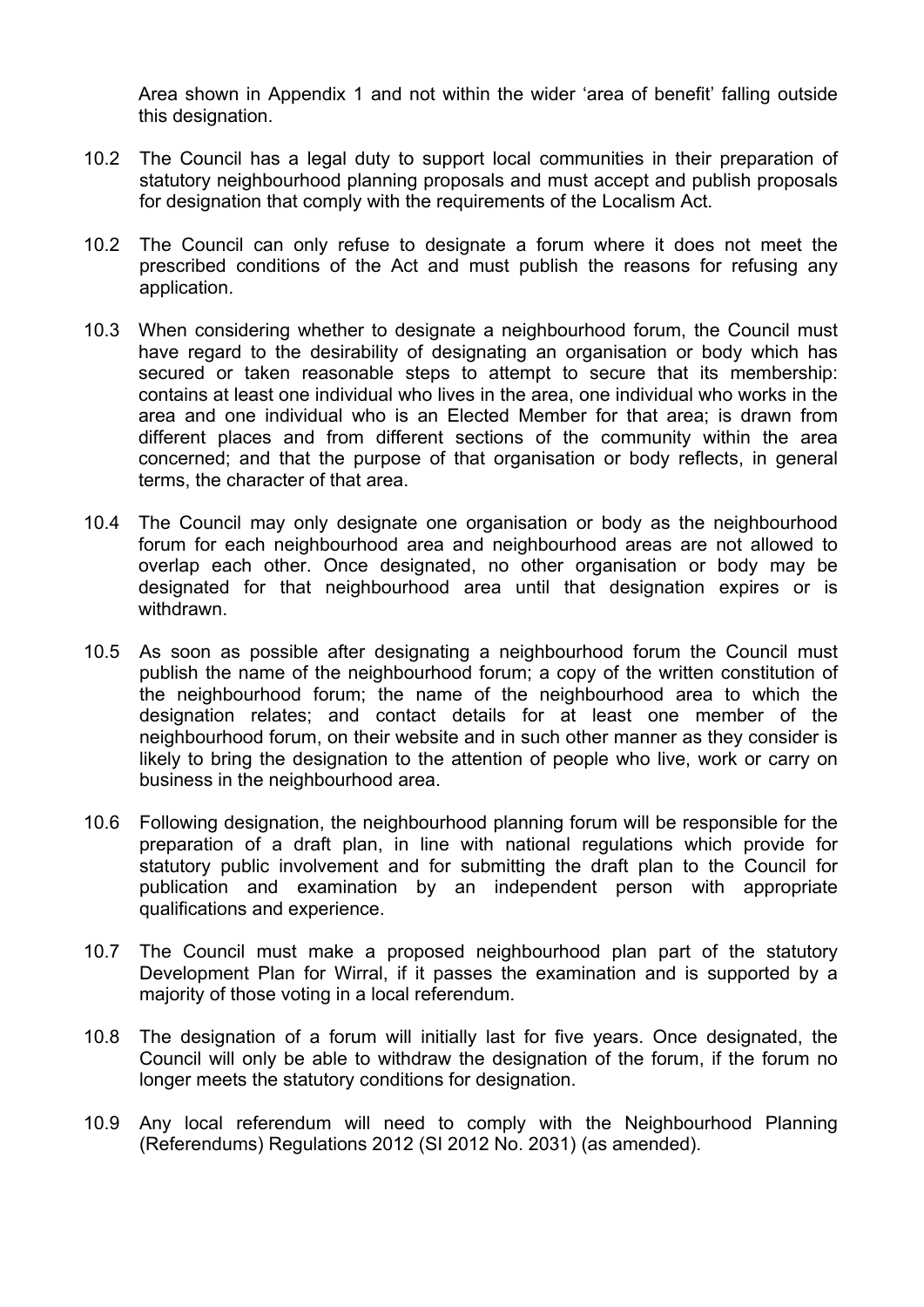Area shown in Appendix 1 and not within the wider 'area of benefit' falling outside this designation.

10.2 The Council has a legal duty to support local communities in their preparation of statutory neighbourhood planning proposals and must accept and publish proposals for designation that comply with the requirements of the Localism Act.

10.2 The Council can only refuse to designate a forum where it does not meet the prescribed conditions of the Act and must publish the reasons for refusing any application.

10.3 When considering whether to designate a neighbourhood forum, the Council must have regard to the desirability of designating an organisation or body which has secured or taken reasonable steps to attempt to secure that its membership: contains at least one individual who lives in the area, one individual who works in the area and one individual who is an Elected Member for that area; is drawn from different places and from different sections of the community within the area concerned; and that the purpose of that organisation or body reflects, in general terms, the character of that area.

10.4 The Council may only designate one organisation or body as the neighbourhood forum for each neighbourhood area and neighbourhood areas are not allowed to overlap each other. Once designated, no other organisation or body may be designated for that neighbourhood area until that designation expires or is withdrawn.

10.5 As soon as possible after designating a neighbourhood forum the Council must publish the name of the neighbourhood forum; a copy of the written constitution of the neighbourhood forum; the name of the neighbourhood area to which the designation relates; and contact details for at least one member of the neighbourhood forum, on their website and in such other manner as they consider is likely to bring the designation to the attention of people who live, work or carry on business in the neighbourhood area.

10.6 Following designation, the neighbourhood planning forum will be responsible for the preparation of a draft plan, in line with national regulations which provide for statutory public involvement and for submitting the draft plan to the Council for publication and examination by an independent person with appropriate qualifications and experience.

10.7 The Council must make a proposed neighbourhood plan part of the statutory Development Plan for Wirral, if it passes the examination and is supported by a majority of those voting in a local referendum.

10.8 The designation of a forum will initially last for five years. Once designated, the Council will only be able to withdraw the designation of the forum, if the forum no longer meets the statutory conditions for designation.

10.9 Any local referendum will need to comply with the Neighbourhood Planning (Referendums) Regulations 2012 (SI 2012 No. 2031) (as amended).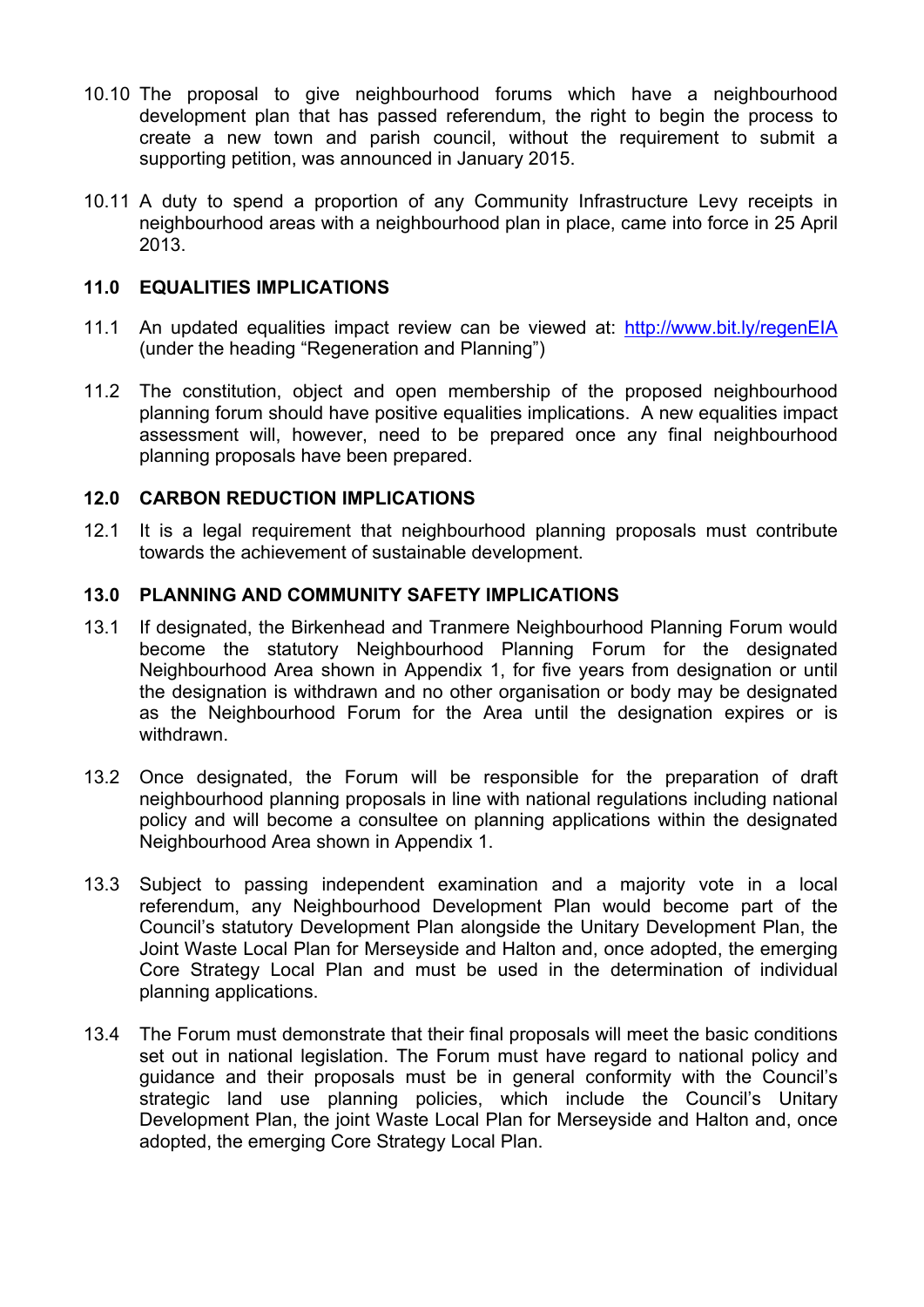10.10 The proposal to give neighbourhood forums which have a neighbourhood development plan that has passed referendum, the right to begin the process to create a new town and parish council, without the requirement to submit a supporting petition, was announced in January 2015.

10.11 A duty to spend a proportion of any Community Infrastructure Levy receipts in neighbourhood areas with a neighbourhood plan in place, came into force in 25 April 2013.

## 11.0 EQUALITIES IMPLICATIONS

11.1 An updated equalities impact review can be viewed at: [http://www.bit.ly/regenEIA](http://www.bit.ly/regenEIA) (under the heading "Regeneration and Planning")

11.2 The constitution, object and open membership of the proposed neighbourhood planning forum should have positive equalities implications. A new equalities impact assessment will, however, need to be prepared once any final neighbourhood planning proposals have been prepared.

## 12.0 CARBON REDUCTION IMPLICATIONS

12.1 It is a legal requirement that neighbourhood planning proposals must contribute towards the achievement of sustainable development.

## 13.0 PLANNING AND COMMUNITY SAFETY IMPLICATIONS

13.1 If designated, the Birkenhead and Tranmere Neighbourhood Planning Forum would become the statutory Neighbourhood Planning Forum for the designated Neighbourhood Area shown in Appendix 1, for five years from designation or until the designation is withdrawn and no other organisation or body may be designated as the Neighbourhood Forum for the Area until the designation expires or is withdrawn.

13.2 Once designated, the Forum will be responsible for the preparation of draft neighbourhood planning proposals in line with national regulations including national policy and will become a consultee on planning applications within the designated Neighbourhood Area shown in Appendix 1.

13.3 Subject to passing independent examination and a majority vote in a local referendum, any Neighbourhood Development Plan would become part of the Council's statutory Development Plan alongside the Unitary Development Plan, the Joint Waste Local Plan for Merseyside and Halton and, once adopted, the emerging Core Strategy Local Plan and must be used in the determination of individual planning applications.

13.4 The Forum must demonstrate that their final proposals will meet the basic conditions set out in national legislation. The Forum must have regard to national policy and guidance and their proposals must be in general conformity with the Council's strategic land use planning policies, which include the Council's Unitary Development Plan, the joint Waste Local Plan for Merseyside and Halton and, once adopted, the emerging Core Strategy Local Plan.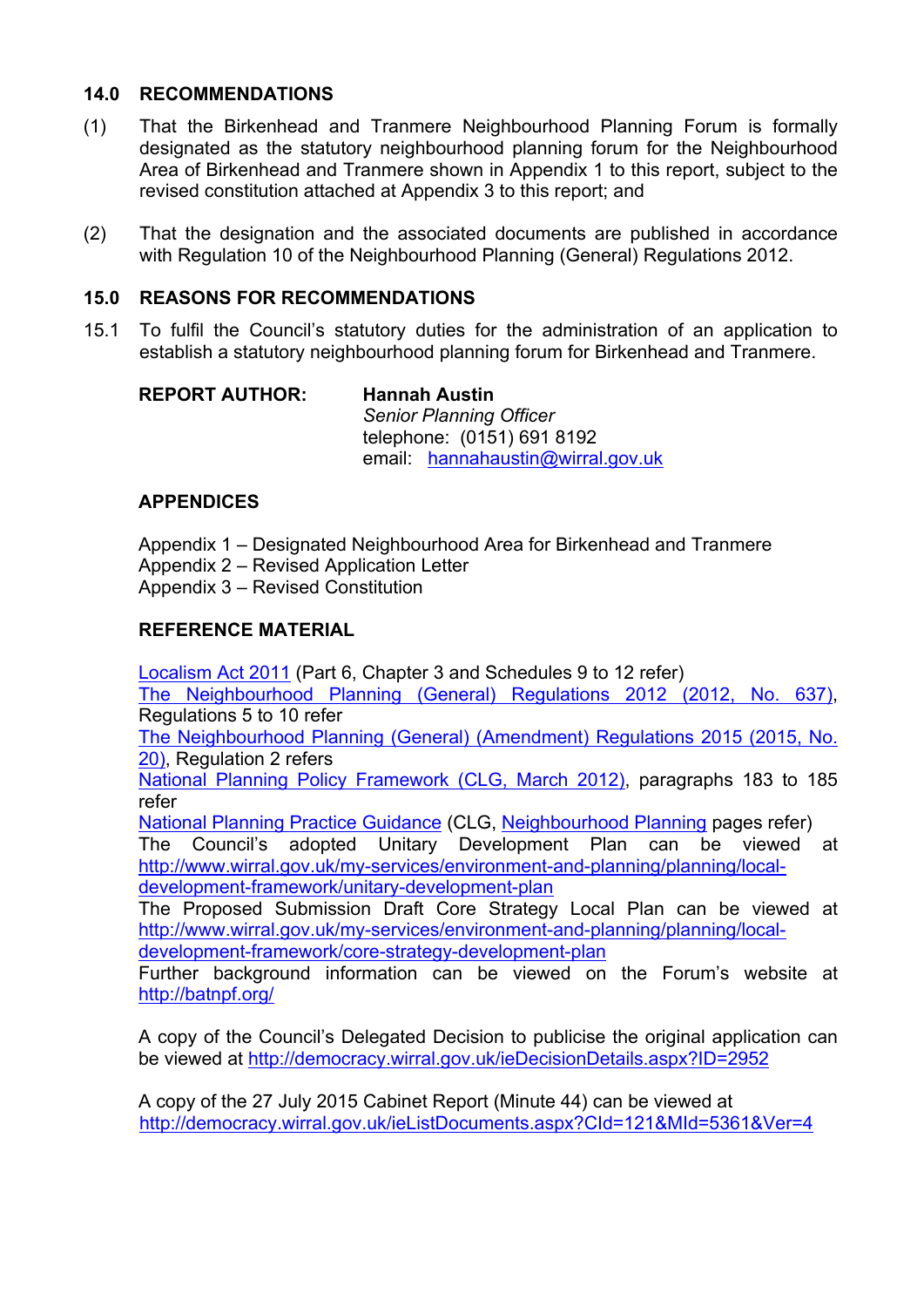## 14.0 RECOMMENDATIONS

(1) That the Birkenhead and Tranmere Neighbourhood Planning Forum is formally designated as the statutory neighbourhood planning forum for the Neighbourhood Area of Birkenhead and Tranmere shown in Appendix 1 to this report, subject to the revised constitution attached at Appendix 3 to this report; and

(2) That the designation and the associated documents are published in accordance with Regulation 10 of the Neighbourhood Planning (General) Regulations 2012.

## 15.0 REASONS FOR RECOMMENDATIONS

15.1 To fulfil the Council's statutory duties for the administration of an application to establish a statutory neighbourhood planning forum for Birkenhead and Tranmere.

**REPORT AUTHOR:** **Hannah Austin**
*Senior Planning Officer*
telephone: (0151) 691 8192
email: hannahaustin@wirral.gov.uk

### APPENDICES

Appendix 1 – Designated Neighbourhood Area for Birkenhead and Tranmere
Appendix 2 – Revised Application Letter
Appendix 3 – Revised Constitution

### REFERENCE MATERIAL

Localism Act 2011 (Part 6, Chapter 3 and Schedules 9 to 12 refer)
The Neighbourhood Planning (General) Regulations 2012 (2012, No. 637), Regulations 5 to 10 refer
The Neighbourhood Planning (General) (Amendment) Regulations 2015 (2015, No. 20), Regulation 2 refers
National Planning Policy Framework (CLG, March 2012), paragraphs 183 to 185 refer
National Planning Practice Guidance (CLG, Neighbourhood Planning pages refer)
The Council's adopted Unitary Development Plan can be viewed at http://www.wirral.gov.uk/my-services/environment-and-planning/planning/local-development-framework/unitary-development-plan
The Proposed Submission Draft Core Strategy Local Plan can be viewed at http://www.wirral.gov.uk/my-services/environment-and-planning/planning/local-development-framework/core-strategy-development-plan
Further background information can be viewed on the Forum's website at http://batnpf.org/

A copy of the Council's Delegated Decision to publicise the original application can be viewed at http://democracy.wirral.gov.uk/ieDecisionDetails.aspx?ID=2952

A copy of the 27 July 2015 Cabinet Report (Minute 44) can be viewed at http://democracy.wirral.gov.uk/ieListDocuments.aspx?CId=121&MId=5361&Ver=4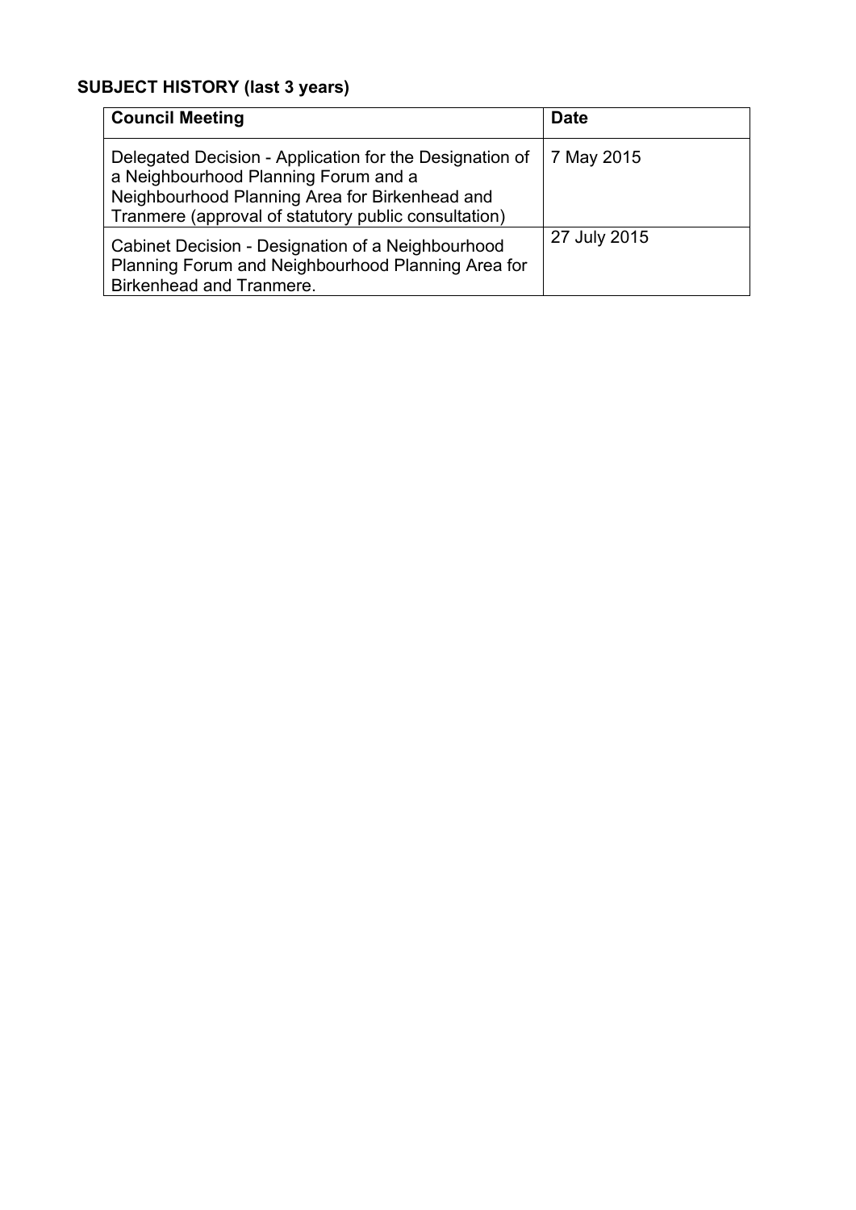## SUBJECT HISTORY (last 3 years)

| Council Meeting | Date |
|---|---|
| Delegated Decision - Application for the Designation of a Neighbourhood Planning Forum and a Neighbourhood Planning Area for Birkenhead and Tranmere (approval of statutory public consultation) | 7 May 2015 |
| Cabinet Decision - Designation of a Neighbourhood Planning Forum and Neighbourhood Planning Area for Birkenhead and Tranmere. | 27 July 2015 |